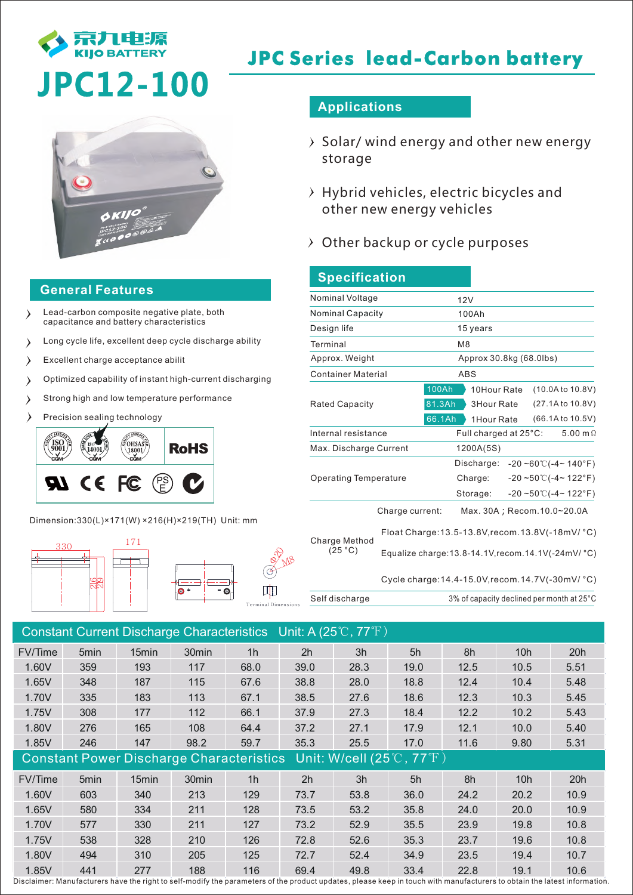京九电源
KIJO BATTERY

# JPC12-100

## JPC Series lead-Carbon battery

## Applications

- Solar/ wind energy and other new energy storage
- Hybrid vehicles, electric bicycles and other new energy vehicles
- Other backup or cycle purposes

## General Features

- Lead-carbon composite negative plate, both capacitance and battery characteristics
- Long cycle life, excellent deep cycle discharge ability
- Excellent charge acceptance abilit
- Optimized capability of instant high-current discharging
- Strong high and low temperature performance
- Precision sealing technology

ISO 9001 ISO 14001 OHSAS 18001 RoHS UL CE FC PSE

Dimension:330(L)×171(W) ×216(H)×219(TH) Unit: mm

330 171 216 219 Φ20 M8 Terminal Dimensions

## Specification

| | | |
|---|---|---|
| Nominal Voltage | 12V | |
| Nominal Capacity | 100Ah | |
| Design life | 15 years | |
| Terminal | M8 | |
| Approx. Weight | Approx 30.8kg (68.0lbs) | |
| Container Material | ABS | |
| Rated Capacity | 100Ah 10Hour Rate | (10.0A to 10.8V) |
| | 81.3Ah 3Hour Rate | (27.1A to 10.8V) |
| | 66.1Ah 1Hour Rate | (66.1A to 10.5V) |
| Internal resistance | Full charged at 25°C: | 5.00 mΩ |
| Max. Discharge Current | 1200A(5S) | |
| Operating Temperature | Discharge: | -20 ~60℃(-4~ 140°F) |
| | Charge: | -20 ~50℃(-4~ 122°F) |
| | Storage: | -20 ~50℃(-4~ 122°F) |
| Charge Method (25 °C) | Charge current: | Max. 30A ; Recom.10.0~20.0A |
| | Float Charge:13.5-13.8V,recom.13.8V(-18mV/ °C) | |
| | Equalize charge:13.8-14.1V,recom.14.1V(-24mV/ °C) | |
| | Cycle charge:14.4-15.0V,recom.14.7V(-30mV/ °C) | |
| Self discharge | 3% of capacity declined per month at 25°C | |

## Constant Current Discharge Characteristics Unit: A (25℃, 77℉)

| FV/Time | 5min | 15min | 30min | 1h | 2h | 3h | 5h | 8h | 10h | 20h |
|---|---|---|---|---|---|---|---|---|---|---|
| 1.60V | 359 | 193 | 117 | 68.0 | 39.0 | 28.3 | 19.0 | 12.5 | 10.5 | 5.51 |
| 1.65V | 348 | 187 | 115 | 67.6 | 38.8 | 28.0 | 18.8 | 12.4 | 10.4 | 5.48 |
| 1.70V | 335 | 183 | 113 | 67.1 | 38.5 | 27.6 | 18.6 | 12.3 | 10.3 | 5.45 |
| 1.75V | 308 | 177 | 112 | 66.1 | 37.9 | 27.3 | 18.4 | 12.2 | 10.2 | 5.43 |
| 1.80V | 276 | 165 | 108 | 64.4 | 37.2 | 27.1 | 17.9 | 12.1 | 10.0 | 5.40 |
| 1.85V | 246 | 147 | 98.2 | 59.7 | 35.3 | 25.5 | 17.0 | 11.6 | 9.80 | 5.31 |

## Constant Power Discharge Characteristics Unit: W/cell (25℃, 77℉)

| FV/Time | 5min | 15min | 30min | 1h | 2h | 3h | 5h | 8h | 10h | 20h |
|---|---|---|---|---|---|---|---|---|---|---|
| 1.60V | 603 | 340 | 213 | 129 | 73.7 | 53.8 | 36.0 | 24.2 | 20.2 | 10.9 |
| 1.65V | 580 | 334 | 211 | 128 | 73.5 | 53.2 | 35.8 | 24.0 | 20.0 | 10.9 |
| 1.70V | 577 | 330 | 211 | 127 | 73.2 | 52.9 | 35.5 | 23.9 | 19.8 | 10.8 |
| 1.75V | 538 | 328 | 210 | 126 | 72.8 | 52.6 | 35.3 | 23.7 | 19.6 | 10.8 |
| 1.80V | 494 | 310 | 205 | 125 | 72.7 | 52.4 | 34.9 | 23.5 | 19.4 | 10.7 |
| 1.85V | 441 | 277 | 188 | 116 | 69.4 | 49.8 | 33.4 | 22.8 | 19.1 | 10.6 |

Disclaimer: Manufacturers have the right to self-modify the parameters of the product updates, please keep in touch with manufacturers to obtain the latest information.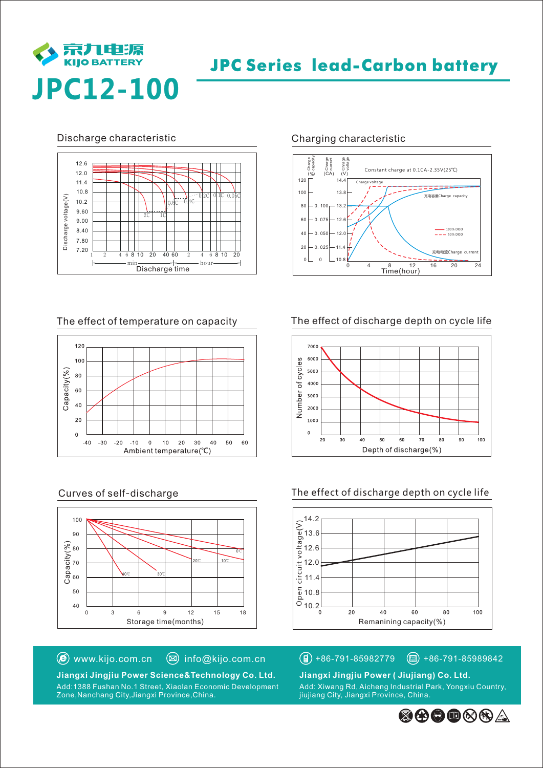# 京九电源 KIJO BATTERY

# JPC12-100

## JPC Series lead-Carbon battery

### Discharge characteristic

Discharge voltage(V)
12.6
12.0
11.4
10.8
10.2
9.60
9.00
8.40
7.80
7.20

2C 1C 0.6C 0.4C 0.2C 0.1C 0.05C

1 2 4 6 8 10 20 40 60 2 4 6 8 10 20
min hour
Discharge time

### Charging characteristic

Charge capacity (%) | Charge current (CA) | Chrage voltage (V)

Constant charge at 0.1CA-2.35V(25℃)

120 14.4
100 13.8
80 0.100 13.2
60 0.075 12.6
40 0.050 12.0
20 0.025 11.4
0 0 10.8

Charge voltage
充电容量Charge capacity
100% DOD
50% DOD
充电电流Charge current

0 4 8 12 16 20 24
Time(hour)

### The effect of temperature on capacity

Capacity(%)
120
100
80
60
40
20
0

-40 -30 -20 -10 0 10 20 30 40 50 60
Ambient temperature(℃)

### The effect of discharge depth on cycle life

Number of cycles
7000
6000
5000
4000
3000
2000
1000
0

20 30 40 50 60 70 80 90 100
Depth of discharge(%)

### Curves of self-discharge

Capacity(%)
100
90
80
70
60
50
40

0℃ 10℃ 20℃ 30℃ 40℃

0 3 6 9 12 15 18
Storage time(months)

### The effect of discharge depth on cycle life

Open circuit voltage(V)
14.2
13.6
12.6
12.0
11.4
10.8
10.2

0 20 40 60 80 100
Remaining capacity(%)

---

www.kijo.com.cn  info@kijo.com.cn  +86-791-85982779  +86-791-85989842

**Jiangxi Jingjiu Power Science&Technology Co. Ltd.**
Add:1388 Fushan No.1 Street, Xiaolan Economic Development Zone,Nanchang City,Jiangxi Province,China.

**Jiangxi Jingjiu Power ( Jiujiang) Co. Ltd.**
Add: Xiwang Rd, Aicheng Industrial Park, Yongxiu Country, jiujiang City, Jiangxi Province, China.